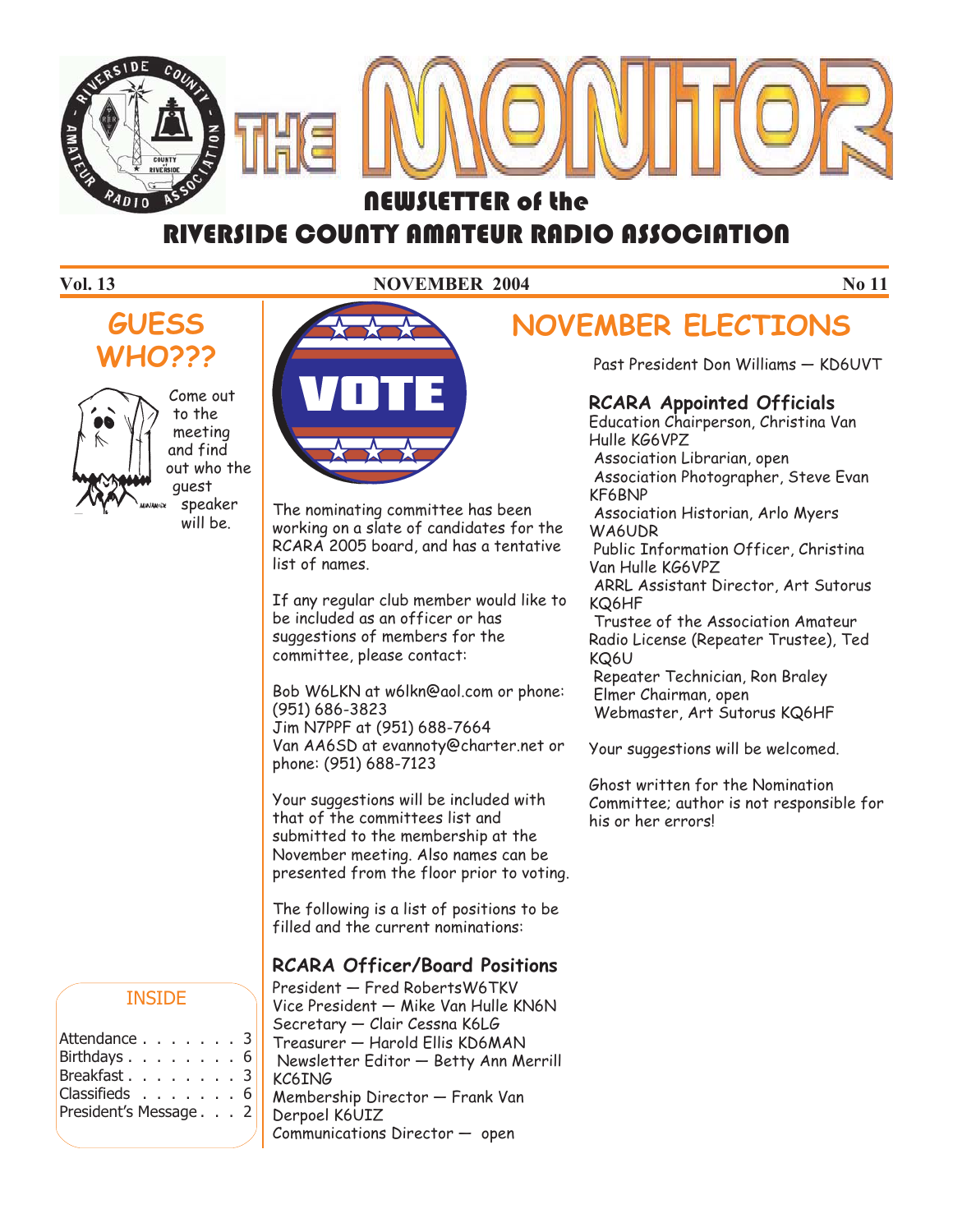# THE MONITOR

## NEWSLETTER of the RIVERSIDE COUNTY AMATEUR RADIO ASSOCIATION

**Vol. 13** — **NOVEMBER 2004** — **No 11**

## GUESS WHO???

Come out to the meeting and find out who the guest speaker will be.

## NOVEMBER ELECTIONS

The nominating committee has been working on a slate of candidates for the RCARA 2005 board, and has a tentative list of names.

If any regular club member would like to be included as an officer or has suggestions of members for the committee, please contact:

Bob W6LKN at w6lkn@aol.com or phone: (951) 686-3823
Jim N7PPF at (951) 688-7664
Van AA6SD at evannoty@charter.net or phone: (951) 688-7123

Your suggestions will be included with that of the committees list and submitted to the membership at the November meeting. Also names can be presented from the floor prior to voting.

The following is a list of positions to be filled and the current nominations:

### RCARA Officer/Board Positions

President — Fred RobertsW6TKV
Vice President — Mike Van Hulle KN6N
Secretary — Clair Cessna K6LG
Treasurer — Harold Ellis KD6MAN
Newsletter Editor — Betty Ann Merrill KC6ING
Membership Director — Frank Van Derpoel K6UIZ
Communications Director — open

Past President Don Williams — KD6UVT

### RCARA Appointed Officials

Education Chairperson, Christina Van Hulle KG6VPZ
Association Librarian, open
Association Photographer, Steve Evan KF6BNP
Association Historian, Arlo Myers WA6UDR
Public Information Officer, Christina Van Hulle KG6VPZ
ARRL Assistant Director, Art Sutorus KQ6HF
Trustee of the Association Amateur Radio License (Repeater Trustee), Ted KQ6U
Repeater Technician, Ron Braley
Elmer Chairman, open
Webmaster, Art Sutorus KQ6HF

Your suggestions will be welcomed.

Ghost written for the Nomination Committee; author is not responsible for his or her errors!

### INSIDE

| | |
|---|---|
| Attendance | 3 |
| Birthdays | 6 |
| Breakfast | 3 |
| Classifieds | 6 |
| President's Message | 2 |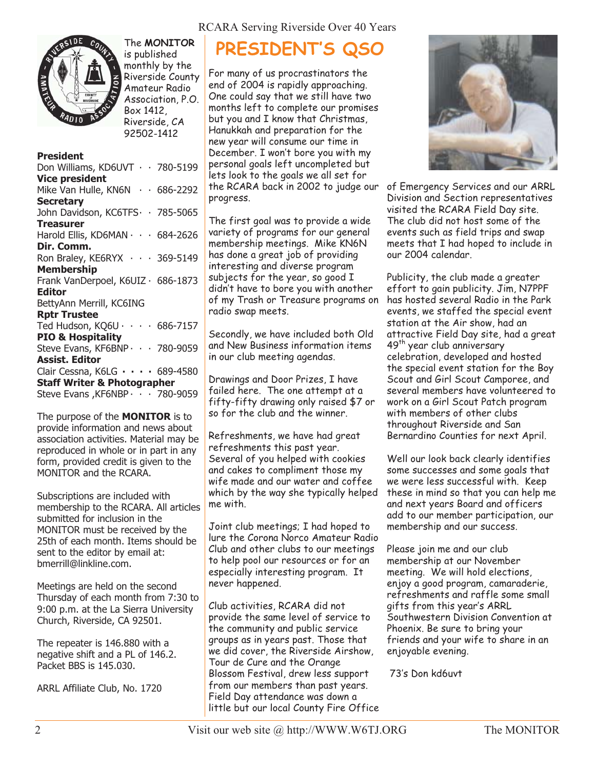The **MONITOR** is published monthly by the Riverside County Amateur Radio Association, P.O. Box 1412, Riverside, CA 92502-1412

**President**
Don Williams, KD6UVT · · 780-5199
**Vice president**
Mike Van Hulle, KN6N · · 686-2292
**Secretary**
John Davidson, KC6TFS· · 785-5065
**Treasurer**
Harold Ellis, KD6MAN · · · 684-2626
**Dir. Comm.**
Ron Braley, KE6RYX · · · 369-5149
**Membership**
Frank VanDerpoel, K6UIZ · 686-1873
**Editor**
BettyAnn Merrill, KC6ING
**Rptr Trustee**
Ted Hudson, KQ6U · · · · 686-7157
**PIO & Hospitality**
Steve Evans, KF6BNP · · · 780-9059
**Assist. Editor**
Clair Cessna, K6LG · · · · 689-4580
**Staff Writer & Photographer**
Steve Evans ,KF6NBP · · · 780-9059

The purpose of the **MONITOR** is to provide information and news about association activities. Material may be reproduced in whole or in part in any form, provided credit is given to the MONITOR and the RCARA.

Subscriptions are included with membership to the RCARA. All articles submitted for inclusion in the MONITOR must be received by the 25th of each month. Items should be sent to the editor by email at: bmerrill@linkline.com.

Meetings are held on the second Thursday of each month from 7:30 to 9:00 p.m. at the La Sierra University Church, Riverside, CA 92501.

The repeater is 146.880 with a negative shift and a PL of 146.2. Packet BBS is 145.030.

ARRL Affiliate Club, No. 1720

# PRESIDENT'S QSO

For many of us procrastinators the end of 2004 is rapidly approaching. One could say that we still have two months left to complete our promises but you and I know that Christmas, Hanukkah and preparation for the new year will consume our time in December. I won't bore you with my personal goals left uncompleted but lets look to the goals we all set for the RCARA back in 2002 to judge our progress.

The first goal was to provide a wide variety of programs for our general membership meetings. Mike KN6N has done a great job of providing interesting and diverse program subjects for the year, so good I didn't have to bore you with another of my Trash or Treasure programs on radio swap meets.

Secondly, we have included both Old and New Business information items in our club meeting agendas.

Drawings and Door Prizes, I have failed here. The one attempt at a fifty-fifty drawing only raised $7 or so for the club and the winner.

Refreshments, we have had great refreshments this past year. Several of you helped with cookies and cakes to compliment those my wife made and our water and coffee which by the way she typically helped me with.

Joint club meetings; I had hoped to lure the Corona Norco Amateur Radio Club and other clubs to our meetings to help pool our resources or for an especially interesting program. It never happened.

Club activities, RCARA did not provide the same level of service to the community and public service groups as in years past. Those that we did cover, the Riverside Airshow, Tour de Cure and the Orange Blossom Festival, drew less support from our members than past years. Field Day attendance was down a little but our local County Fire Office of Emergency Services and our ARRL Division and Section representatives visited the RCARA Field Day site. The club did not host some of the events such as field trips and swap meets that I had hoped to include in our 2004 calendar.

Publicity, the club made a greater effort to gain publicity. Jim, N7PPF has hosted several Radio in the Park events, we staffed the special event station at the Air show, had an attractive Field Day site, had a great 49th year club anniversary celebration, developed and hosted the special event station for the Boy Scout and Girl Scout Camporee, and several members have volunteered to work on a Girl Scout Patch program with members of other clubs throughout Riverside and San Bernardino Counties for next April.

Well our look back clearly identifies some successes and some goals that we were less successful with. Keep these in mind so that you can help me and next years Board and officers add to our member participation, our membership and our success.

Please join me and our club membership at our November meeting. We will hold elections, enjoy a good program, camaraderie, refreshments and raffle some small gifts from this year's ARRL Southwestern Division Convention at Phoenix. Be sure to bring your friends and your wife to share in an enjoyable evening.

73's Don kd6uvt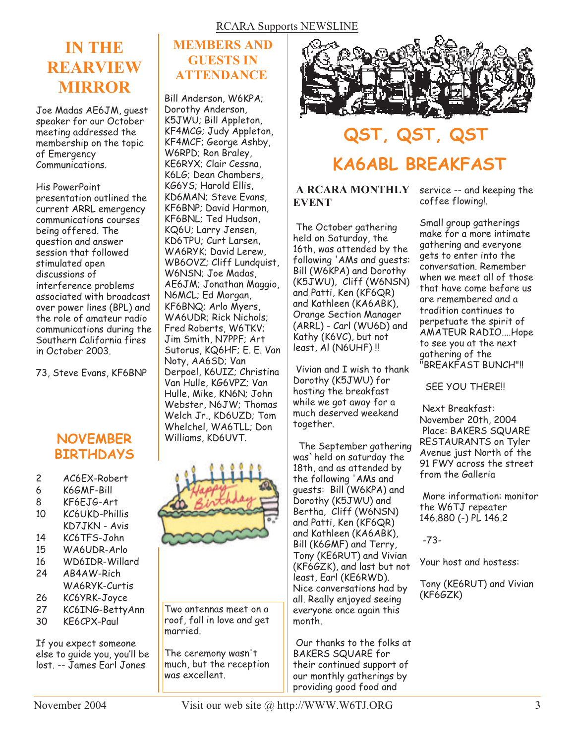# IN THE REARVIEW MIRROR

Joe Madas AE6JM, guest speaker for our October meeting addressed the membership on the topic of Emergency Communications.

His PowerPoint presentation outlined the current ARRL emergency communications courses being offered. The question and answer session that followed stimulated open discussions of interference problems associated with broadcast over power lines (BPL) and the role of amateur radio communications during the Southern California fires in October 2003.

73, Steve Evans, KF6BNP

## NOVEMBER BIRTHDAYS

| | |
|---|---|
| 2 | AC6EX-Robert |
| 6 | K6GMF-Bill |
| 8 | KF6EJG-Art |
| 10 | KC6UKD-Phillis |
| | KD7JKN - Avis |
| 14 | KC6TFS-John |
| 15 | WA6UDR-Arlo |
| 16 | WD6IDR-Willard |
| 24 | AB4AW-Rich |
| | WA6RYK-Curtis |
| 26 | KC6YRK-Joyce |
| 27 | KC6ING-BettyAnn |
| 30 | KE6CPX-Paul |

If you expect someone else to guide you, you'll be lost. -- James Earl Jones

# MEMBERS AND GUESTS IN ATTENDANCE

Bill Anderson, W6KPA; Dorothy Anderson, K5JWU; Bill Appleton, KF4MCG; Judy Appleton, KF4MCF; George Ashby, W6RPD; Ron Braley, KE6RYX; Clair Cessna, K6LG; Dean Chambers, KG6YS; Harold Ellis, KD6MAN; Steve Evans, KF6BNP; David Harmon, KF6BNL; Ted Hudson, KQ6U; Larry Jensen, KD6TPU; Curt Larsen, WA6RYK; David Lerew, WB6OVZ; Cliff Lundquist, W6NSN; Joe Madas, AE6JM; Jonathan Maggio, N6MCL; Ed Morgan, KF6BNQ; Arlo Myers, WA6UDR; Rick Nichols; Fred Roberts, W6TKV; Jim Smith, N7PPF; Art Sutorus, KQ6HF; E. E. Van Noty, AA6SD; Van Derpoel, K6UIZ; Christina Van Hulle, KG6VPZ; Van Hulle, Mike, KN6N; John Webster, N6JW; Thomas Welch Jr., KD6UZD; Tom Whelchel, WA6TLL; Don Williams, KD6UVT.

Two antennas meet on a roof, fall in love and get married.

The ceremony wasn't much, but the reception was excellent.

# QST, QST, QST

# KA6ABL BREAKFAST

### A RCARA MONTHLY EVENT

The October gathering held on Saturday, the 16th, was attended by the following 'AMs and guests: Bill (W6KPA) and Dorothy (K5JWU), Cliff (W6NSN) and Patti, Ken (KF6QR) and Kathleen (KA6ABK), Orange Section Manager (ARRL) - Carl (WU6D) and Kathy (K6VC), but not least, Al (N6UHF) !!

Vivian and I wish to thank Dorothy (K5JWU) for hosting the breakfast while we got away for a much deserved weekend together.

The September gathering was` held on saturday the 18th, and as attended by the following 'AMs and guests: Bill (W6KPA) and Dorothy (K5JWU) and Bertha, Cliff (W6NSN) and Patti, Ken (KF6QR) and Kathleen (KA6ABK), Bill (K6GMF) and Terry, Tony (KE6RUT) and Vivian (KF6GZK), and last but not least, Earl (KE6RWD). Nice conversations had by all. Really enjoyed seeing everyone once again this month.

Our thanks to the folks at BAKERS SQUARE for their continued support of our monthly gatherings by providing good food and service -- and keeping the coffee flowing!.

Small group gatherings make for a more intimate gathering and everyone gets to enter into the conversation. Remember when we meet all of those that have come before us are remembered and a tradition continues to perpetuate the spirit of AMATEUR RADIO....Hope to see you at the next gathering of the "BREAKFAST BUNCH"!!

SEE YOU THERE!!

Next Breakfast: November 20th, 2004
Place: BAKERS SQUARE RESTAURANTS on Tyler Avenue just North of the 91 FWY across the street from the Galleria

More information: monitor the W6TJ repeater 146.880 (-) PL 146.2

-73-

Your host and hostess:

Tony (KE6RUT) and Vivian (KF6GZK)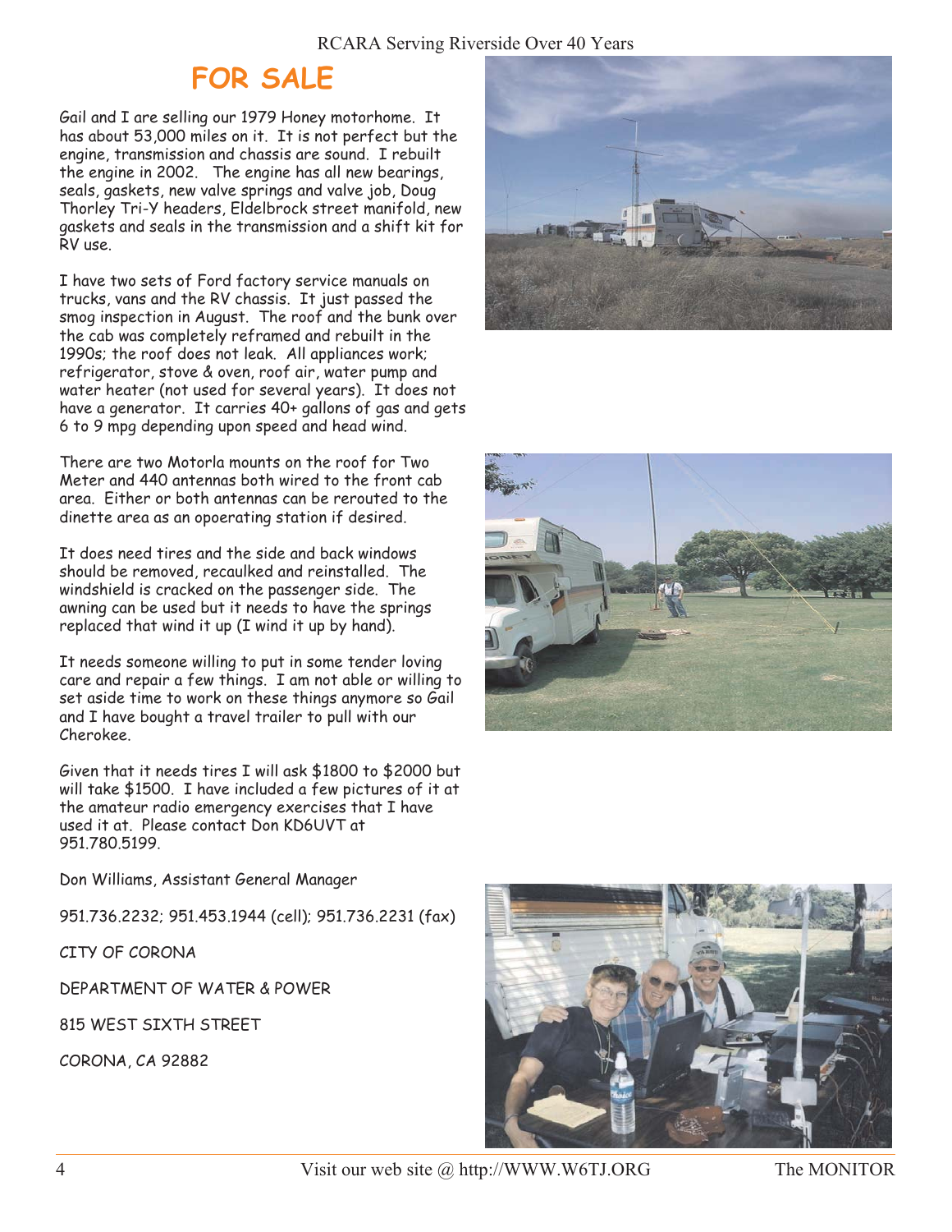# FOR SALE

Gail and I are selling our 1979 Honey motorhome. It has about 53,000 miles on it. It is not perfect but the engine, transmission and chassis are sound. I rebuilt the engine in 2002. The engine has all new bearings, seals, gaskets, new valve springs and valve job, Doug Thorley Tri-Y headers, Eldelbrock street manifold, new gaskets and seals in the transmission and a shift kit for RV use.

I have two sets of Ford factory service manuals on trucks, vans and the RV chassis. It just passed the smog inspection in August. The roof and the bunk over the cab was completely reframed and rebuilt in the 1990s; the roof does not leak. All appliances work; refrigerator, stove & oven, roof air, water pump and water heater (not used for several years). It does not have a generator. It carries 40+ gallons of gas and gets 6 to 9 mpg depending upon speed and head wind.

There are two Motorla mounts on the roof for Two Meter and 440 antennas both wired to the front cab area. Either or both antennas can be rerouted to the dinette area as an opoerating station if desired.

It does need tires and the side and back windows should be removed, recaulked and reinstalled. The windshield is cracked on the passenger side. The awning can be used but it needs to have the springs replaced that wind it up (I wind it up by hand).

It needs someone willing to put in some tender loving care and repair a few things. I am not able or willing to set aside time to work on these things anymore so Gail and I have bought a travel trailer to pull with our Cherokee.

Given that it needs tires I will ask $1800 to $2000 but will take $1500. I have included a few pictures of it at the amateur radio emergency exercises that I have used it at. Please contact Don KD6UVT at 951.780.5199.

Don Williams, Assistant General Manager

951.736.2232; 951.453.1944 (cell); 951.736.2231 (fax)

CITY OF CORONA

DEPARTMENT OF WATER & POWER

815 WEST SIXTH STREET

CORONA, CA 92882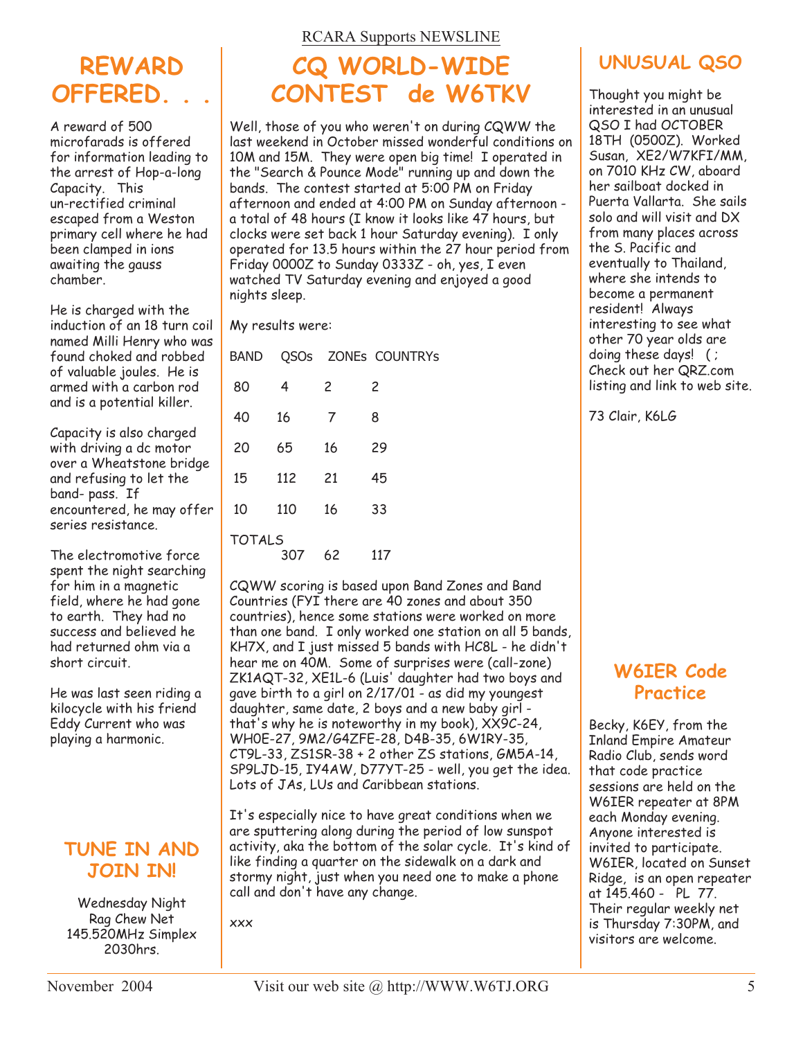# REWARD OFFERED. . .

A reward of 500 microfarads is offered for information leading to the arrest of Hop-a-long Capacity. This un-rectified criminal escaped from a Weston primary cell where he had been clamped in ions awaiting the gauss chamber.

He is charged with the induction of an 18 turn coil named Milli Henry who was found choked and robbed of valuable joules. He is armed with a carbon rod and is a potential killer.

Capacity is also charged with driving a dc motor over a Wheatstone bridge and refusing to let the band- pass. If encountered, he may offer series resistance.

The electromotive force spent the night searching for him in a magnetic field, where he had gone to earth. They had no success and believed he had returned ohm via a short circuit.

He was last seen riding a kilocycle with his friend Eddy Current who was playing a harmonic.

## TUNE IN AND JOIN IN!

Wednesday Night
Rag Chew Net
145.520MHz Simplex
2030hrs.

RCARA Supports NEWSLINE

# CQ WORLD-WIDE CONTEST de W6TKV

Well, those of you who weren't on during CQWW the last weekend in October missed wonderful conditions on 10M and 15M. They were open big time! I operated in the "Search & Pounce Mode" running up and down the bands. The contest started at 5:00 PM on Friday afternoon and ended at 4:00 PM on Sunday afternoon - a total of 48 hours (I know it looks like 47 hours, but clocks were set back 1 hour Saturday evening). I only operated for 13.5 hours within the 27 hour period from Friday 0000Z to Sunday 0333Z - oh, yes, I even watched TV Saturday evening and enjoyed a good nights sleep.

My results were:

| BAND | QSOs | ZONEs | COUNTRYs |
|---|---|---|---|
| 80 | 4 | 2 | 2 |
| 40 | 16 | 7 | 8 |
| 20 | 65 | 16 | 29 |
| 15 | 112 | 21 | 45 |
| 10 | 110 | 16 | 33 |
| TOTALS | 307 | 62 | 117 |

CQWW scoring is based upon Band Zones and Band Countries (FYI there are 40 zones and about 350 countries), hence some stations were worked on more than one band. I only worked one station on all 5 bands, KH7X, and I just missed 5 bands with HC8L - he didn't hear me on 40M. Some of surprises were (call-zone) ZK1AQT-32, XE1L-6 (Luis' daughter had two boys and gave birth to a girl on 2/17/01 - as did my youngest daughter, same date, 2 boys and a new baby girl - that's why he is noteworthy in my book), XX9C-24, WH0E-27, 9M2/G4ZFE-28, D4B-35, 6W1RY-35, CT9L-33, ZS1SR-38 + 2 other ZS stations, GM5A-14, SP9LJD-15, IY4AW, D77YT-25 - well, you get the idea. Lots of JAs, LUs and Caribbean stations.

It's especially nice to have great conditions when we are sputtering along during the period of low sunspot activity, aka the bottom of the solar cycle. It's kind of like finding a quarter on the sidewalk on a dark and stormy night, just when you need one to make a phone call and don't have any change.

xxx

# UNUSUAL QSO

Thought you might be interested in an unusual QSO I had OCTOBER 18TH (0500Z). Worked Susan, XE2/W7KFI/MM, on 7010 KHz CW, aboard her sailboat docked in Puerta Vallarta. She sails solo and will visit and DX from many places across the S. Pacific and eventually to Thailand, where she intends to become a permanent resident! Always interesting to see what other 70 year olds are doing these days! ( ; Check out her QRZ.com listing and link to web site.

73 Clair, K6LG

## W6IER Code Practice

Becky, K6EY, from the Inland Empire Amateur Radio Club, sends word that code practice sessions are held on the W6IER repeater at 8PM each Monday evening. Anyone interested is invited to participate. W6IER, located on Sunset Ridge, is an open repeater at 145.460 - PL 77. Their regular weekly net is Thursday 7:30PM, and visitors are welcome.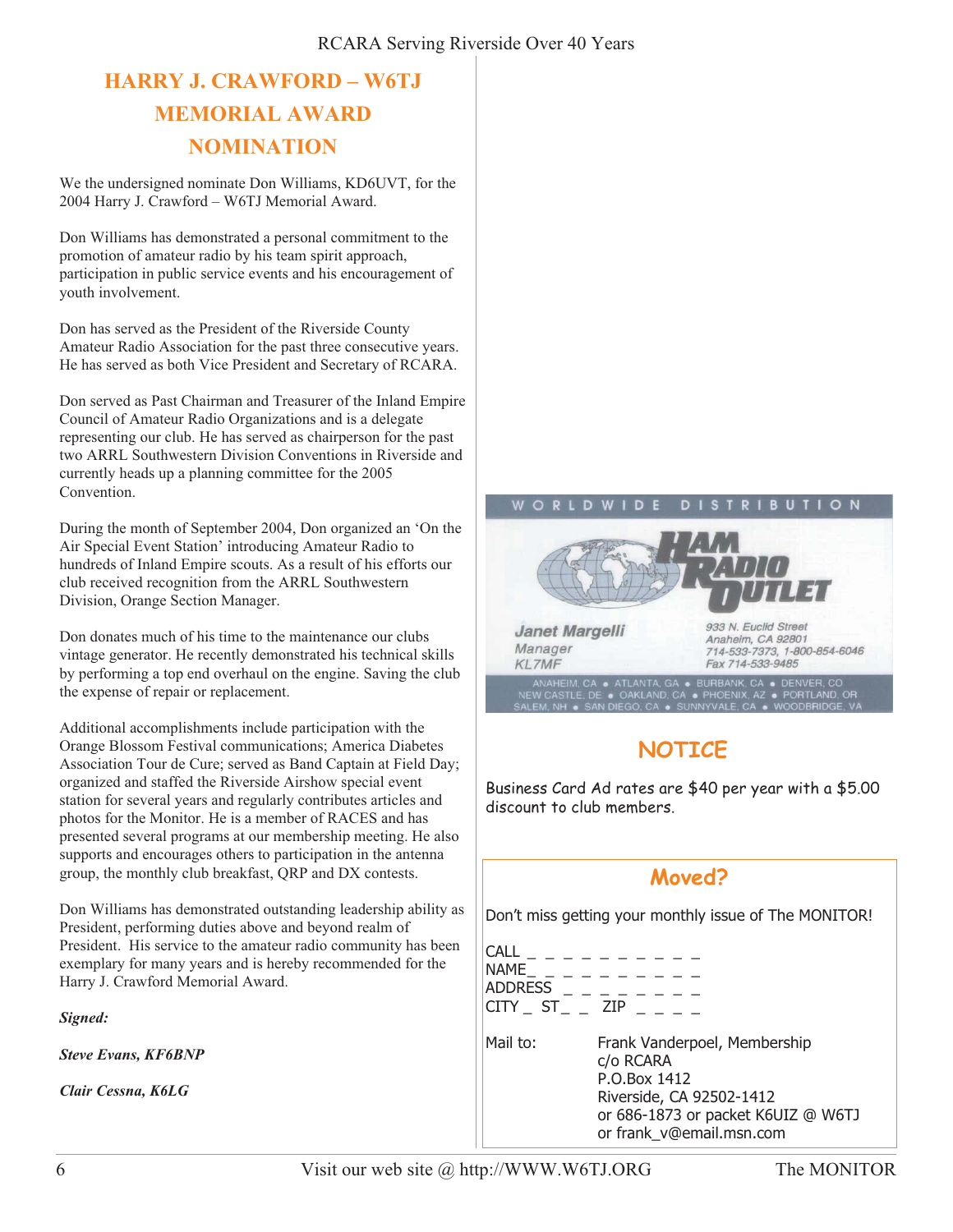# HARRY J. CRAWFORD – W6TJ MEMORIAL AWARD NOMINATION

We the undersigned nominate Don Williams, KD6UVT, for the 2004 Harry J. Crawford – W6TJ Memorial Award.

Don Williams has demonstrated a personal commitment to the promotion of amateur radio by his team spirit approach, participation in public service events and his encouragement of youth involvement.

Don has served as the President of the Riverside County Amateur Radio Association for the past three consecutive years. He has served as both Vice President and Secretary of RCARA.

Don served as Past Chairman and Treasurer of the Inland Empire Council of Amateur Radio Organizations and is a delegate representing our club. He has served as chairperson for the past two ARRL Southwestern Division Conventions in Riverside and currently heads up a planning committee for the 2005 Convention.

During the month of September 2004, Don organized an 'On the Air Special Event Station' introducing Amateur Radio to hundreds of Inland Empire scouts. As a result of his efforts our club received recognition from the ARRL Southwestern Division, Orange Section Manager.

Don donates much of his time to the maintenance our clubs vintage generator. He recently demonstrated his technical skills by performing a top end overhaul on the engine. Saving the club the expense of repair or replacement.

Additional accomplishments include participation with the Orange Blossom Festival communications; America Diabetes Association Tour de Cure; served as Band Captain at Field Day; organized and staffed the Riverside Airshow special event station for several years and regularly contributes articles and photos for the Monitor. He is a member of RACES and has presented several programs at our membership meeting. He also supports and encourages others to participation in the antenna group, the monthly club breakfast, QRP and DX contests.

Don Williams has demonstrated outstanding leadership ability as President, performing duties above and beyond realm of President. His service to the amateur radio community has been exemplary for many years and is hereby recommended for the Harry J. Crawford Memorial Award.

***Signed:***

***Steve Evans, KF6BNP***

***Clair Cessna, K6LG***

WORLDWIDE DISTRIBUTION

HAM RADIO OUTLET

Janet Margelli
Manager
KL7MF

933 N. Euclid Street
Anaheim, CA 92801
714-533-7373, 1-800-854-6046
Fax 714-533-9485

ANAHEIM, CA • ATLANTA, GA • BURBANK, CA • DENVER, CO
NEW CASTLE, DE • OAKLAND, CA • PHOENIX, AZ • PORTLAND, OR
SALEM, NH • SAN DIEGO, CA • SUNNYVALE, CA • WOODBRIDGE, VA

## NOTICE

Business Card Ad rates are $40 per year with a $5.00 discount to club members.

## Moved?

Don't miss getting your monthly issue of The MONITOR!

CALL _ _ _ _ _ _ _ _ _ _
NAME_ _ _ _ _ _ _ _ _ _
ADDRESS _ _ _ _ _ _ _ _
CITY _ ST_ _ ZIP _ _ _ _

Mail to: Frank Vanderpoel, Membership
c/o RCARA
P.O.Box 1412
Riverside, CA 92502-1412
or 686-1873 or packet K6UIZ @ W6TJ
or frank_v@email.msn.com

Visit our web site @ http://WWW.W6TJ.ORG